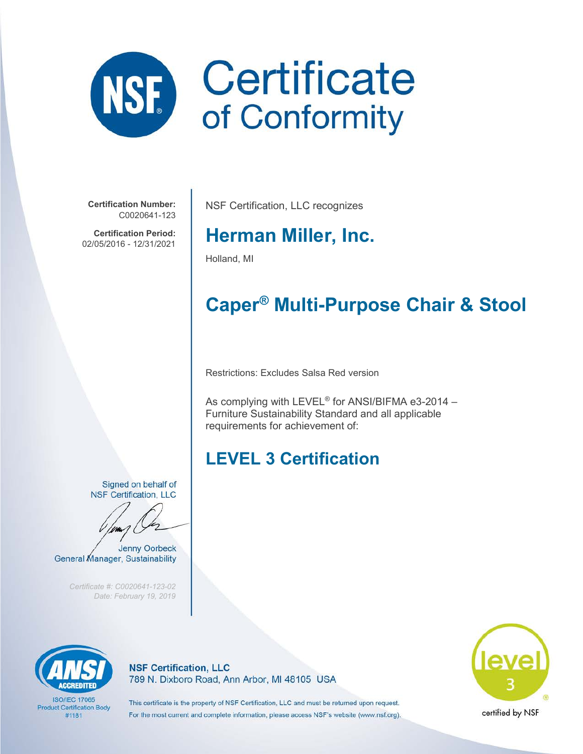# Certificate of Conformity

**Certification Number:**
C0020641-123

**Certification Period:**
02/05/2016 - 12/31/2021

NSF Certification, LLC recognizes

## Herman Miller, Inc.

Holland, MI

## Caper® Multi-Purpose Chair & Stool

Restrictions: Excludes Salsa Red version

As complying with LEVEL® for ANSI/BIFMA e3-2014 – Furniture Sustainability Standard and all applicable requirements for achievement of:

## LEVEL 3 Certification

Signed on behalf of
NSF Certification, LLC

Jenny Oorbeck
General Manager, Sustainability

*Certificate #: C0020641-123-02*
*Date: February 19, 2019*

ANSI ACCREDITED
ISO/IEC 17065
Product Certification Body
#1181

**NSF Certification, LLC**
789 N. Dixboro Road, Ann Arbor, MI 48105 USA

This certificate is the property of NSF Certification, LLC and must be returned upon request.
For the most current and complete information, please access NSF's website (www.nsf.org).

level 3
certified by NSF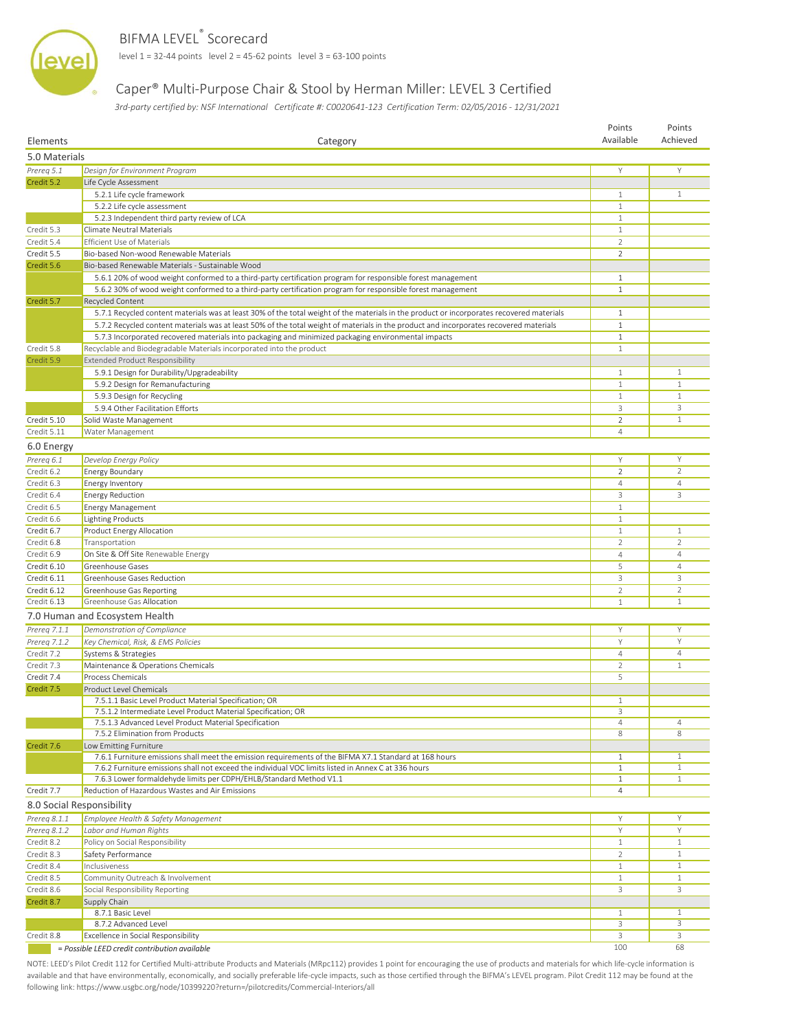# BIFMA LEVEL® Scorecard

level 1 = 32-44 points level 2 = 45-62 points level 3 = 63-100 points

## Caper® Multi-Purpose Chair & Stool by Herman Miller: LEVEL 3 Certified

*3rd-party certified by: NSF International Certificate #: C0020641-123 Certification Term: 02/05/2016 - 12/31/2021*

| Elements | Category | Points Available | Points Achieved |
|---|---|---|---|
| **5.0 Materials** | | | |
| *Prereq 5.1* | *Design for Environment Program* | Y | Y |
| Credit 5.2 | Life Cycle Assessment | | |
| | 5.2.1 Life cycle framework | 1 | 1 |
| | 5.2.2 Life cycle assessment | 1 | |
| | 5.2.3 Independent third party review of LCA | 1 | |
| Credit 5.3 | Climate Neutral Materials | 1 | |
| Credit 5.4 | Efficient Use of Materials | 2 | |
| Credit 5.5 | Bio-based Non-wood Renewable Materials | 2 | |
| Credit 5.6 | Bio-based Renewable Materials - Sustainable Wood | | |
| | 5.6.1 20% of wood weight conformed to a third-party certification program for responsible forest management | 1 | |
| | 5.6.2 30% of wood weight conformed to a third-party certification program for responsible forest management | 1 | |
| Credit 5.7 | Recycled Content | | |
| | 5.7.1 Recycled content materials was at least 30% of the total weight of the materials in the product or incorporates recovered materials | 1 | |
| | 5.7.2 Recycled content materials was at least 50% of the total weight of materials in the product and incorporates recovered materials | 1 | |
| | 5.7.3 Incorporated recovered materials into packaging and minimized packaging environmental impacts | 1 | |
| Credit 5.8 | Recyclable and Biodegradable Materials incorporated into the product | 1 | |
| Credit 5.9 | Extended Product Responsibility | | |
| | 5.9.1 Design for Durability/Upgradeability | 1 | 1 |
| | 5.9.2 Design for Remanufacturing | 1 | 1 |
| | 5.9.3 Design for Recycling | 1 | 1 |
| | 5.9.4 Other Facilitation Efforts | 3 | 3 |
| Credit 5.10 | Solid Waste Management | 2 | 1 |
| Credit 5.11 | Water Management | 4 | |
| **6.0 Energy** | | | |
| *Prereq 6.1* | *Develop Energy Policy* | Y | Y |
| Credit 6.2 | Energy Boundary | 2 | 2 |
| Credit 6.3 | Energy Inventory | 4 | 4 |
| Credit 6.4 | Energy Reduction | 3 | 3 |
| Credit 6.5 | Energy Management | 1 | |
| Credit 6.6 | Lighting Products | 1 | |
| Credit 6.7 | Product Energy Allocation | 1 | 1 |
| Credit 6.8 | Transportation | 2 | 2 |
| Credit 6.9 | On Site & Off Site Renewable Energy | 4 | 4 |
| Credit 6.10 | Greenhouse Gases | 5 | 4 |
| Credit 6.11 | Greenhouse Gases Reduction | 3 | 3 |
| Credit 6.12 | Greenhouse Gas Reporting | 2 | 2 |
| Credit 6.13 | Greenhouse Gas Allocation | 1 | 1 |
| **7.0 Human and Ecosystem Health** | | | |
| *Prereq 7.1.1* | *Demonstration of Compliance* | Y | Y |
| *Prereq 7.1.2* | *Key Chemical, Risk, & EMS Policies* | Y | Y |
| Credit 7.2 | Systems & Strategies | 4 | 4 |
| Credit 7.3 | Maintenance & Operations Chemicals | 2 | 1 |
| Credit 7.4 | Process Chemicals | 5 | |
| Credit 7.5 | Product Level Chemicals | | |
| | 7.5.1.1 Basic Level Product Material Specification; OR | 1 | |
| | 7.5.1.2 Intermediate Level Product Material Specification; OR | 3 | |
| | 7.5.1.3 Advanced Level Product Material Specification | 4 | 4 |
| | 7.5.2 Elimination from Products | 8 | 8 |
| Credit 7.6 | Low Emitting Furniture | | |
| | 7.6.1 Furniture emissions shall meet the emission requirements of the BIFMA X7.1 Standard at 168 hours | 1 | 1 |
| | 7.6.2 Furniture emissions shall not exceed the individual VOC limits listed in Annex C at 336 hours | 1 | 1 |
| | 7.6.3 Lower formaldehyde limits per CDPH/EHLB/Standard Method V1.1 | 1 | 1 |
| Credit 7.7 | Reduction of Hazardous Wastes and Air Emissions | 4 | |
| **8.0 Social Responsibility** | | | |
| *Prereq 8.1.1* | *Employee Health & Safety Management* | Y | Y |
| *Prereq 8.1.2* | *Labor and Human Rights* | Y | Y |
| Credit 8.2 | Policy on Social Responsibility | 1 | 1 |
| Credit 8.3 | Safety Performance | 2 | 1 |
| Credit 8.4 | Inclusiveness | 1 | 1 |
| Credit 8.5 | Community Outreach & Involvement | 1 | 1 |
| Credit 8.6 | Social Responsibility Reporting | 3 | 3 |
| Credit 8.7 | Supply Chain | | |
| | 8.7.1 Basic Level | 1 | 1 |
| | 8.7.2 Advanced Level | 3 | 3 |
| Credit 8.8 | Excellence in Social Responsibility | 3 | 3 |
| | | 100 | 68 |

*(highlighted) = Possible LEED credit contribution available*

NOTE: LEED's Pilot Credit 112 for Certified Multi-attribute Products and Materials (MRpc112) provides 1 point for encouraging the use of products and materials for which life-cycle information is available and that have environmentally, economically, and socially preferable life-cycle impacts, such as those certified through the BIFMA's LEVEL program. Pilot Credit 112 may be found at the following link: https://www.usgbc.org/node/10399220?return=/pilotcredits/Commercial-Interiors/all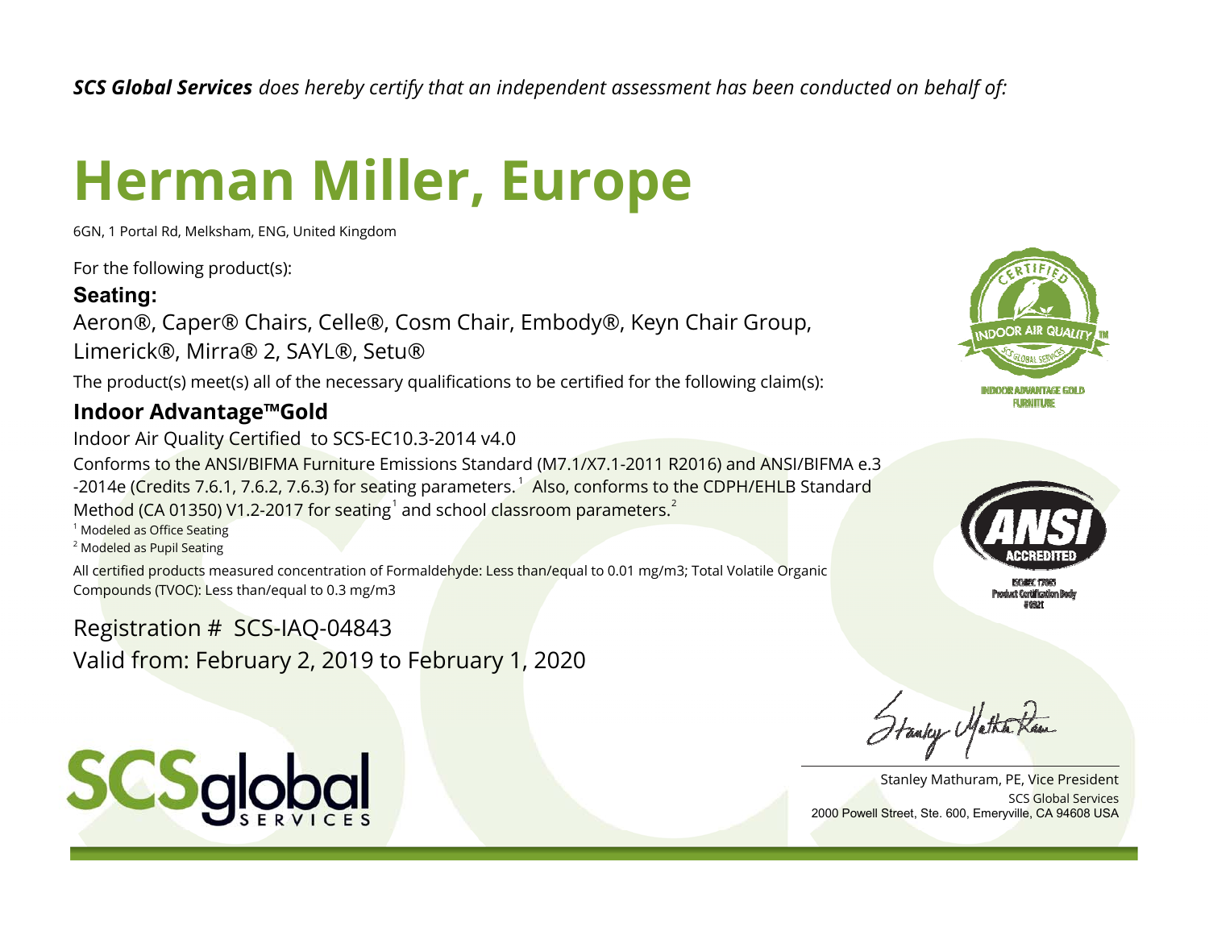***SCS Global Services*** *does hereby certify that an independent assessment has been conducted on behalf of:*

# Herman Miller, Europe

6GN, 1 Portal Rd, Melksham, ENG, United Kingdom

For the following product(s):

### Seating:

Aeron®, Caper® Chairs, Celle®, Cosm Chair, Embody®, Keyn Chair Group, Limerick®, Mirra® 2, SAYL®, Setu®

The product(s) meet(s) all of the necessary qualifications to be certified for the following claim(s):

### Indoor Advantage™ Gold

Indoor Air Quality Certified to SCS-EC10.3-2014 v4.0

Conforms to the ANSI/BIFMA Furniture Emissions Standard (M7.1/X7.1-2011 R2016) and ANSI/BIFMA e.3-2014e (Credits 7.6.1, 7.6.2, 7.6.3) for seating parameters.[1] Also, conforms to the CDPH/EHLB Standard Method (CA 01350) V1.2-2017 for seating[1] and school classroom parameters.[2]

[1] Modeled as Office Seating

[2] Modeled as Pupil Seating

All certified products measured concentration of Formaldehyde: Less than/equal to 0.01 mg/m3; Total Volatile Organic Compounds (TVOC): Less than/equal to 0.3 mg/m3

Registration # SCS-IAQ-04843

Valid from: February 2, 2019 to February 1, 2020

CERTIFIED INDOOR AIR QUALITY SCS GLOBAL SERVICES

INDOOR ADVANTAGE GOLD FURNITURE

ANSI ACCREDITED

ISO/IEC 17065 Product Certification Body #0821

Stanley Mathuram, PE, Vice President

SCS Global Services

2000 Powell Street, Ste. 600, Emeryville, CA 94608 USA

SCSglobal SERVICES